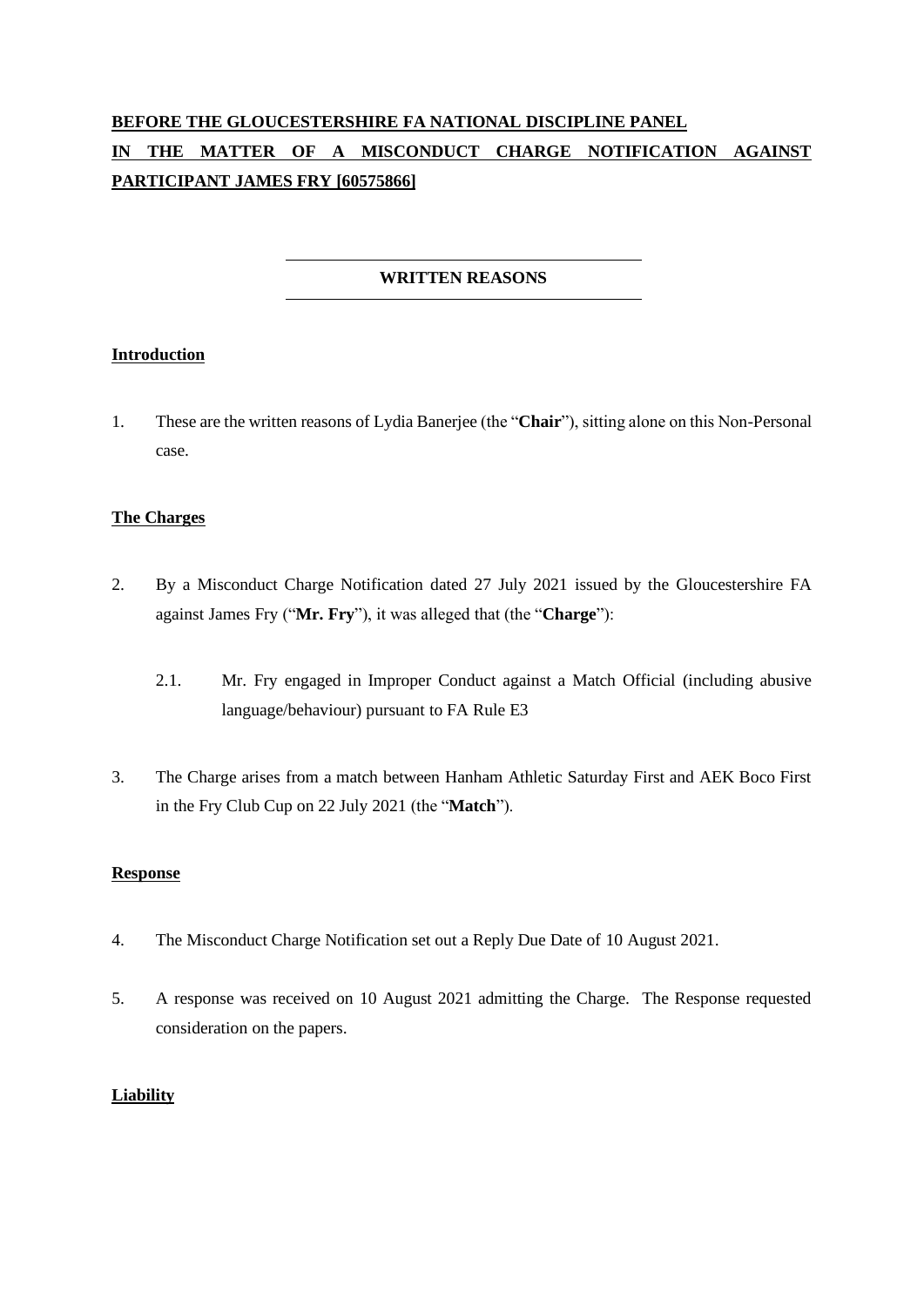**BEFORE THE GLOUCESTERSHIRE FA NATIONAL DISCIPLINE PANEL**

**IN THE MATTER OF A MISCONDUCT CHARGE NOTIFICATION AGAINST PARTICIPANT JAMES FRY [60575866]**

---

**WRITTEN REASONS**

---

**Introduction**

1. These are the written reasons of Lydia Banerjee (the "**Chair**"), sitting alone on this Non-Personal case.

**The Charges**

2. By a Misconduct Charge Notification dated 27 July 2021 issued by the Gloucestershire FA against James Fry ("**Mr. Fry**"), it was alleged that (the "**Charge**"):

   2.1. Mr. Fry engaged in Improper Conduct against a Match Official (including abusive language/behaviour) pursuant to FA Rule E3

3. The Charge arises from a match between Hanham Athletic Saturday First and AEK Boco First in the Fry Club Cup on 22 July 2021 (the "**Match**").

**Response**

4. The Misconduct Charge Notification set out a Reply Due Date of 10 August 2021.

5. A response was received on 10 August 2021 admitting the Charge. The Response requested consideration on the papers.

**Liability**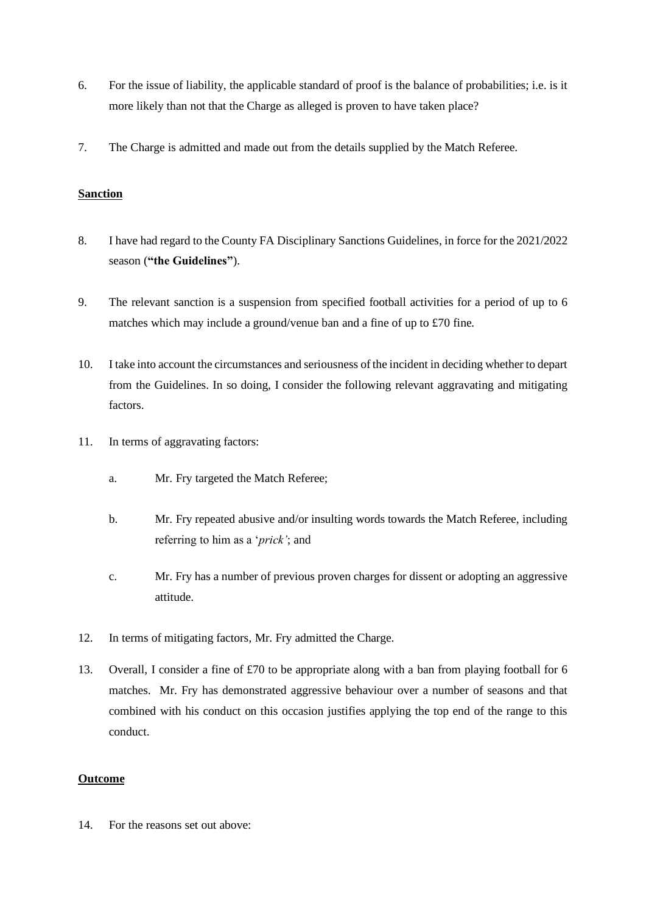6. For the issue of liability, the applicable standard of proof is the balance of probabilities; i.e. is it more likely than not that the Charge as alleged is proven to have taken place?

7. The Charge is admitted and made out from the details supplied by the Match Referee.

**Sanction**

8. I have had regard to the County FA Disciplinary Sanctions Guidelines, in force for the 2021/2022 season (**"the Guidelines"**).

9. The relevant sanction is a suspension from specified football activities for a period of up to 6 matches which may include a ground/venue ban and a fine of up to £70 fine.

10. I take into account the circumstances and seriousness of the incident in deciding whether to depart from the Guidelines. In so doing, I consider the following relevant aggravating and mitigating factors.

11. In terms of aggravating factors:

    a. Mr. Fry targeted the Match Referee;

    b. Mr. Fry repeated abusive and/or insulting words towards the Match Referee, including referring to him as a '*prick'*; and

    c. Mr. Fry has a number of previous proven charges for dissent or adopting an aggressive attitude.

12. In terms of mitigating factors, Mr. Fry admitted the Charge.

13. Overall, I consider a fine of £70 to be appropriate along with a ban from playing football for 6 matches. Mr. Fry has demonstrated aggressive behaviour over a number of seasons and that combined with his conduct on this occasion justifies applying the top end of the range to this conduct.

**Outcome**

14. For the reasons set out above: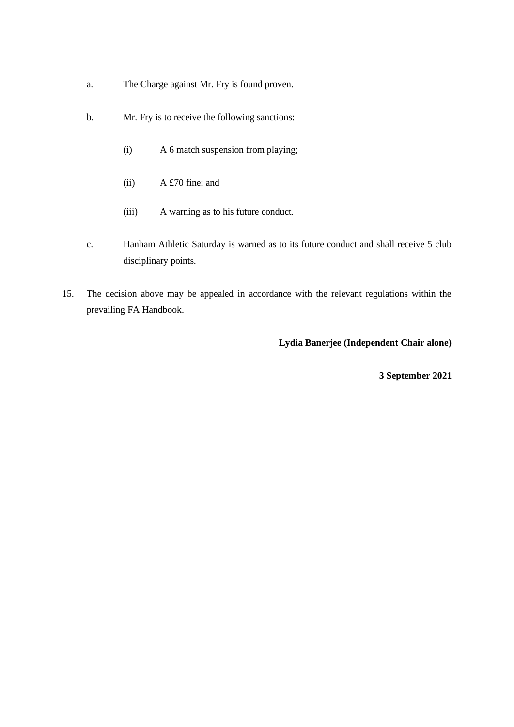a. The Charge against Mr. Fry is found proven.

b. Mr. Fry is to receive the following sanctions:

   (i) A 6 match suspension from playing;

   (ii) A £70 fine; and

   (iii) A warning as to his future conduct.

c. Hanham Athletic Saturday is warned as to its future conduct and shall receive 5 club disciplinary points.

15. The decision above may be appealed in accordance with the relevant regulations within the prevailing FA Handbook.

**Lydia Banerjee (Independent Chair alone)**

**3 September 2021**